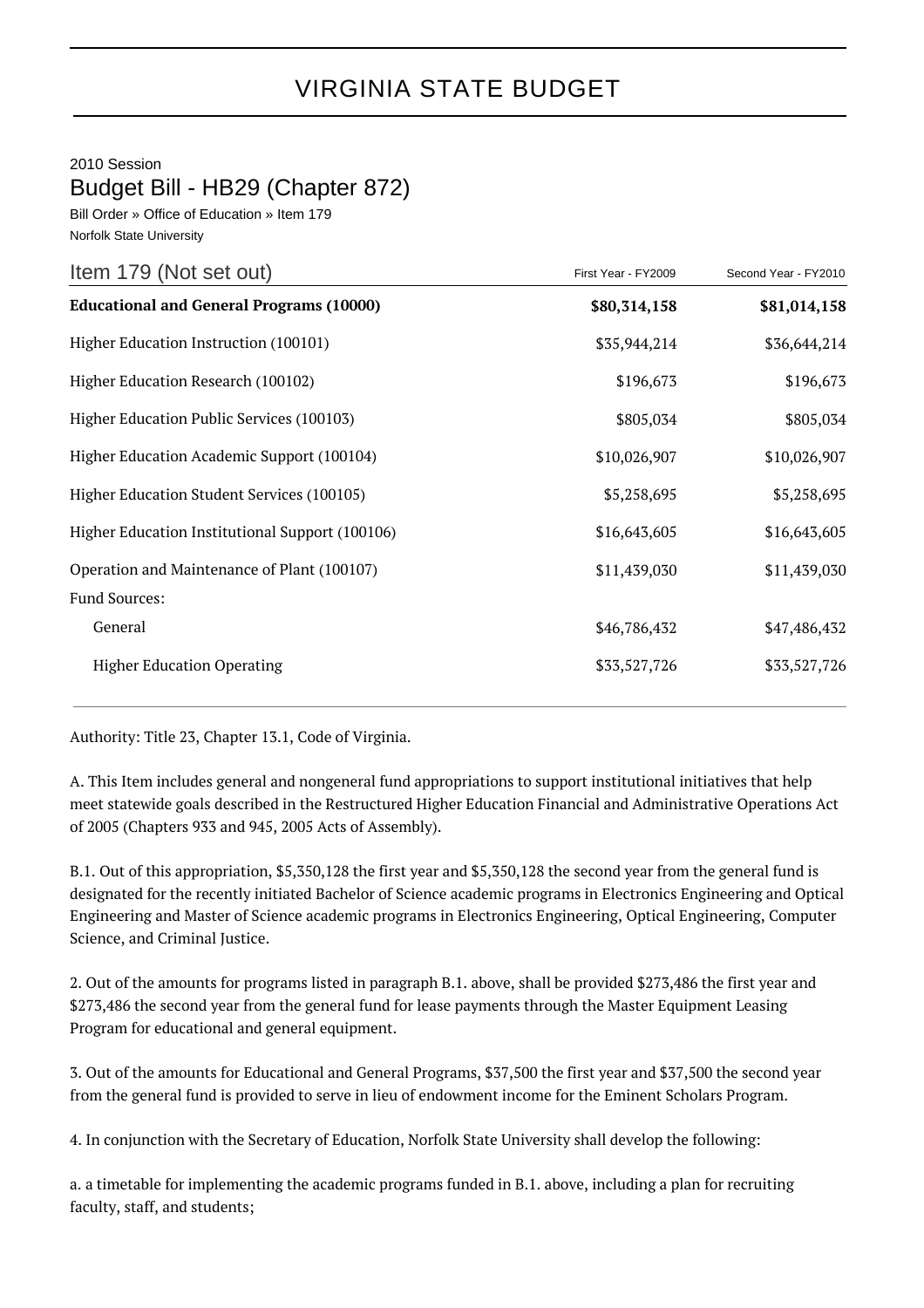# VIRGINIA STATE BUDGET

2010 Session

## Budget Bill - HB29 (Chapter 872)

Bill Order » Office of Education » Item 179

Norfolk State University

| Item 179 (Not set out) | First Year - FY2009 | Second Year - FY2010 |
|---|---|---|
| **Educational and General Programs (10000)** | **$80,314,158** | **$81,014,158** |
| Higher Education Instruction (100101) | $35,944,214 | $36,644,214 |
| Higher Education Research (100102) | $196,673 | $196,673 |
| Higher Education Public Services (100103) | $805,034 | $805,034 |
| Higher Education Academic Support (100104) | $10,026,907 | $10,026,907 |
| Higher Education Student Services (100105) | $5,258,695 | $5,258,695 |
| Higher Education Institutional Support (100106) | $16,643,605 | $16,643,605 |
| Operation and Maintenance of Plant (100107) | $11,439,030 | $11,439,030 |
| Fund Sources: | | |
| General | $46,786,432 | $47,486,432 |
| Higher Education Operating | $33,527,726 | $33,527,726 |

Authority: Title 23, Chapter 13.1, Code of Virginia.

A. This Item includes general and nongeneral fund appropriations to support institutional initiatives that help meet statewide goals described in the Restructured Higher Education Financial and Administrative Operations Act of 2005 (Chapters 933 and 945, 2005 Acts of Assembly).

B.1. Out of this appropriation, $5,350,128 the first year and $5,350,128 the second year from the general fund is designated for the recently initiated Bachelor of Science academic programs in Electronics Engineering and Optical Engineering and Master of Science academic programs in Electronics Engineering, Optical Engineering, Computer Science, and Criminal Justice.

2. Out of the amounts for programs listed in paragraph B.1. above, shall be provided $273,486 the first year and $273,486 the second year from the general fund for lease payments through the Master Equipment Leasing Program for educational and general equipment.

3. Out of the amounts for Educational and General Programs, $37,500 the first year and $37,500 the second year from the general fund is provided to serve in lieu of endowment income for the Eminent Scholars Program.

4. In conjunction with the Secretary of Education, Norfolk State University shall develop the following:

a. a timetable for implementing the academic programs funded in B.1. above, including a plan for recruiting faculty, staff, and students;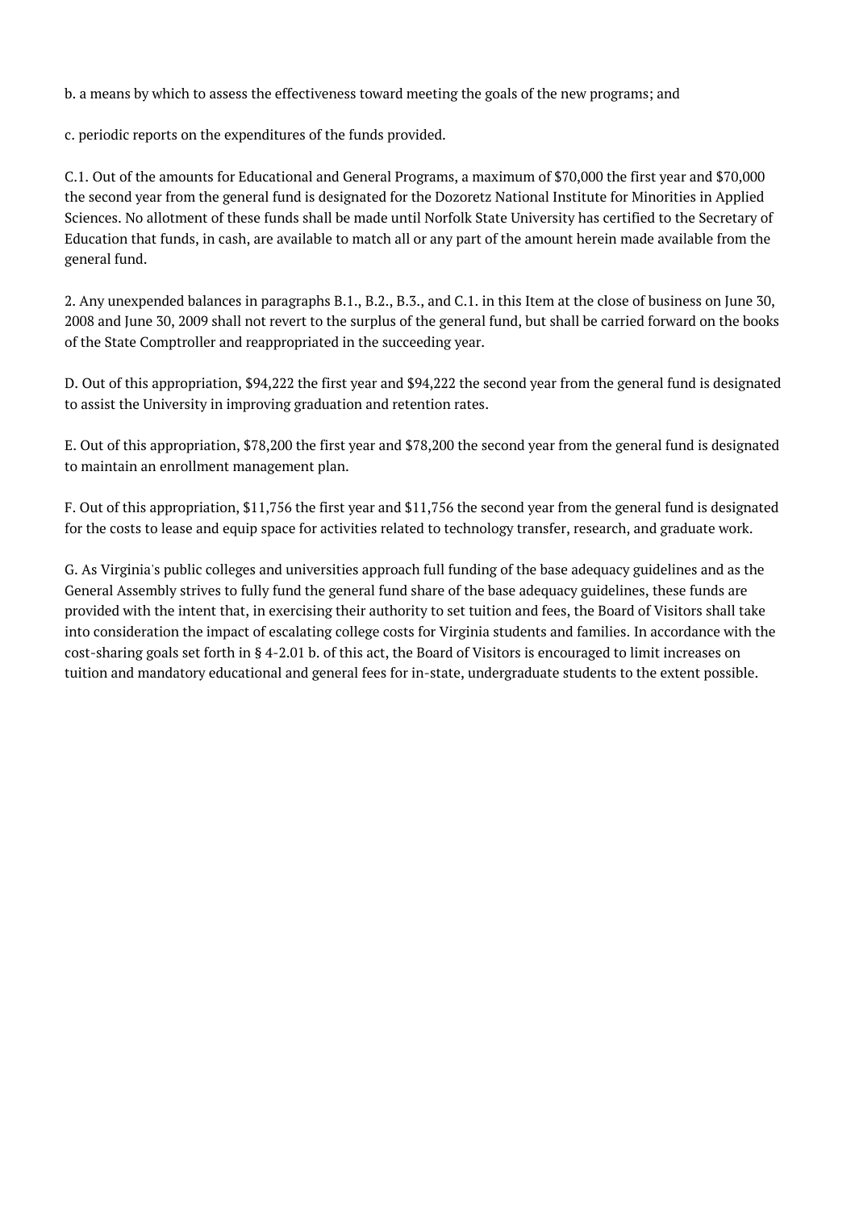b. a means by which to assess the effectiveness toward meeting the goals of the new programs; and

c. periodic reports on the expenditures of the funds provided.

C.1. Out of the amounts for Educational and General Programs, a maximum of $70,000 the first year and $70,000 the second year from the general fund is designated for the Dozoretz National Institute for Minorities in Applied Sciences. No allotment of these funds shall be made until Norfolk State University has certified to the Secretary of Education that funds, in cash, are available to match all or any part of the amount herein made available from the general fund.

2. Any unexpended balances in paragraphs B.1., B.2., B.3., and C.1. in this Item at the close of business on June 30, 2008 and June 30, 2009 shall not revert to the surplus of the general fund, but shall be carried forward on the books of the State Comptroller and reappropriated in the succeeding year.

D. Out of this appropriation, $94,222 the first year and $94,222 the second year from the general fund is designated to assist the University in improving graduation and retention rates.

E. Out of this appropriation, $78,200 the first year and $78,200 the second year from the general fund is designated to maintain an enrollment management plan.

F. Out of this appropriation, $11,756 the first year and $11,756 the second year from the general fund is designated for the costs to lease and equip space for activities related to technology transfer, research, and graduate work.

G. As Virginia's public colleges and universities approach full funding of the base adequacy guidelines and as the General Assembly strives to fully fund the general fund share of the base adequacy guidelines, these funds are provided with the intent that, in exercising their authority to set tuition and fees, the Board of Visitors shall take into consideration the impact of escalating college costs for Virginia students and families. In accordance with the cost-sharing goals set forth in § 4-2.01 b. of this act, the Board of Visitors is encouraged to limit increases on tuition and mandatory educational and general fees for in-state, undergraduate students to the extent possible.